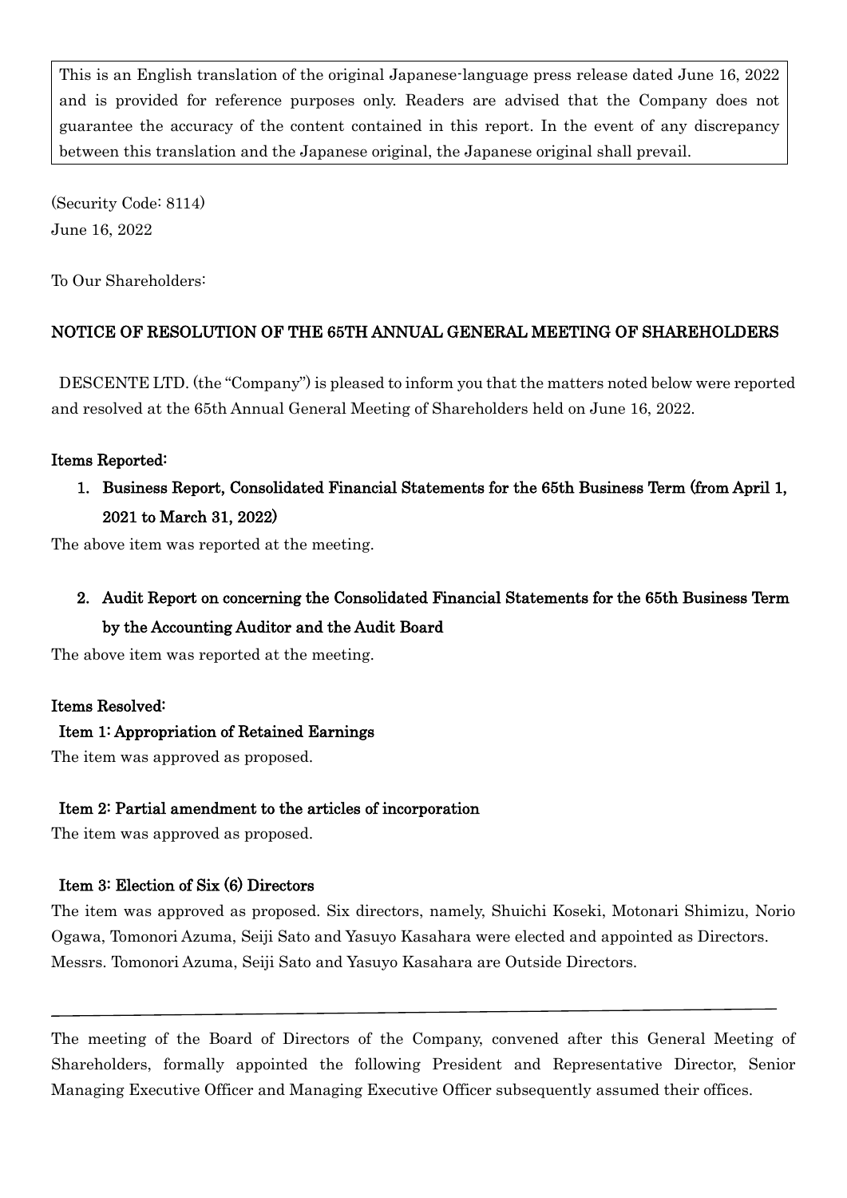This is an English translation of the original Japanese-language press release dated June 16, 2022 and is provided for reference purposes only. Readers are advised that the Company does not guarantee the accuracy of the content contained in this report. In the event of any discrepancy between this translation and the Japanese original, the Japanese original shall prevail.

(Security Code: 8114)
June 16, 2022

To Our Shareholders:

## NOTICE OF RESOLUTION OF THE 65TH ANNUAL GENERAL MEETING OF SHAREHOLDERS

DESCENTE LTD. (the "Company") is pleased to inform you that the matters noted below were reported and resolved at the 65th Annual General Meeting of Shareholders held on June 16, 2022.

### Items Reported:

1. **Business Report, Consolidated Financial Statements for the 65th Business Term (from April 1, 2021 to March 31, 2022)**

The above item was reported at the meeting.

2. **Audit Report on concerning the Consolidated Financial Statements for the 65th Business Term by the Accounting Auditor and the Audit Board**

The above item was reported at the meeting.

### Items Resolved:

**Item 1: Appropriation of Retained Earnings**

The item was approved as proposed.

**Item 2: Partial amendment to the articles of incorporation**

The item was approved as proposed.

**Item 3: Election of Six (6) Directors**

The item was approved as proposed. Six directors, namely, Shuichi Koseki, Motonari Shimizu, Norio Ogawa, Tomonori Azuma, Seiji Sato and Yasuyo Kasahara were elected and appointed as Directors. Messrs. Tomonori Azuma, Seiji Sato and Yasuyo Kasahara are Outside Directors.

---

The meeting of the Board of Directors of the Company, convened after this General Meeting of Shareholders, formally appointed the following President and Representative Director, Senior Managing Executive Officer and Managing Executive Officer subsequently assumed their offices.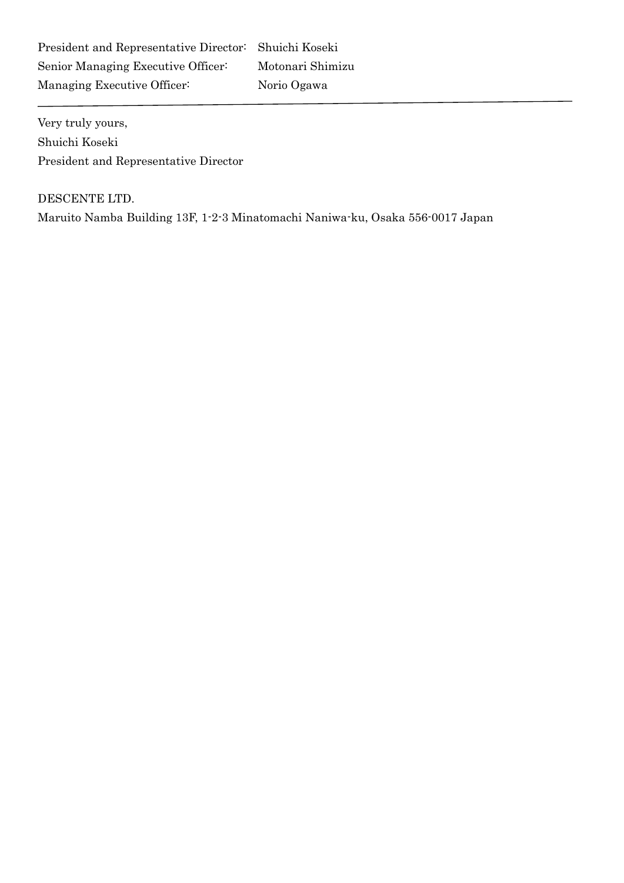| | |
|---|---|
| President and Representative Director: | Shuichi Koseki |
| Senior Managing Executive Officer: | Motonari Shimizu |
| Managing Executive Officer: | Norio Ogawa |

---

Very truly yours,
Shuichi Koseki
President and Representative Director

DESCENTE LTD.
Maruito Namba Building 13F, 1-2-3 Minatomachi Naniwa-ku, Osaka 556-0017 Japan